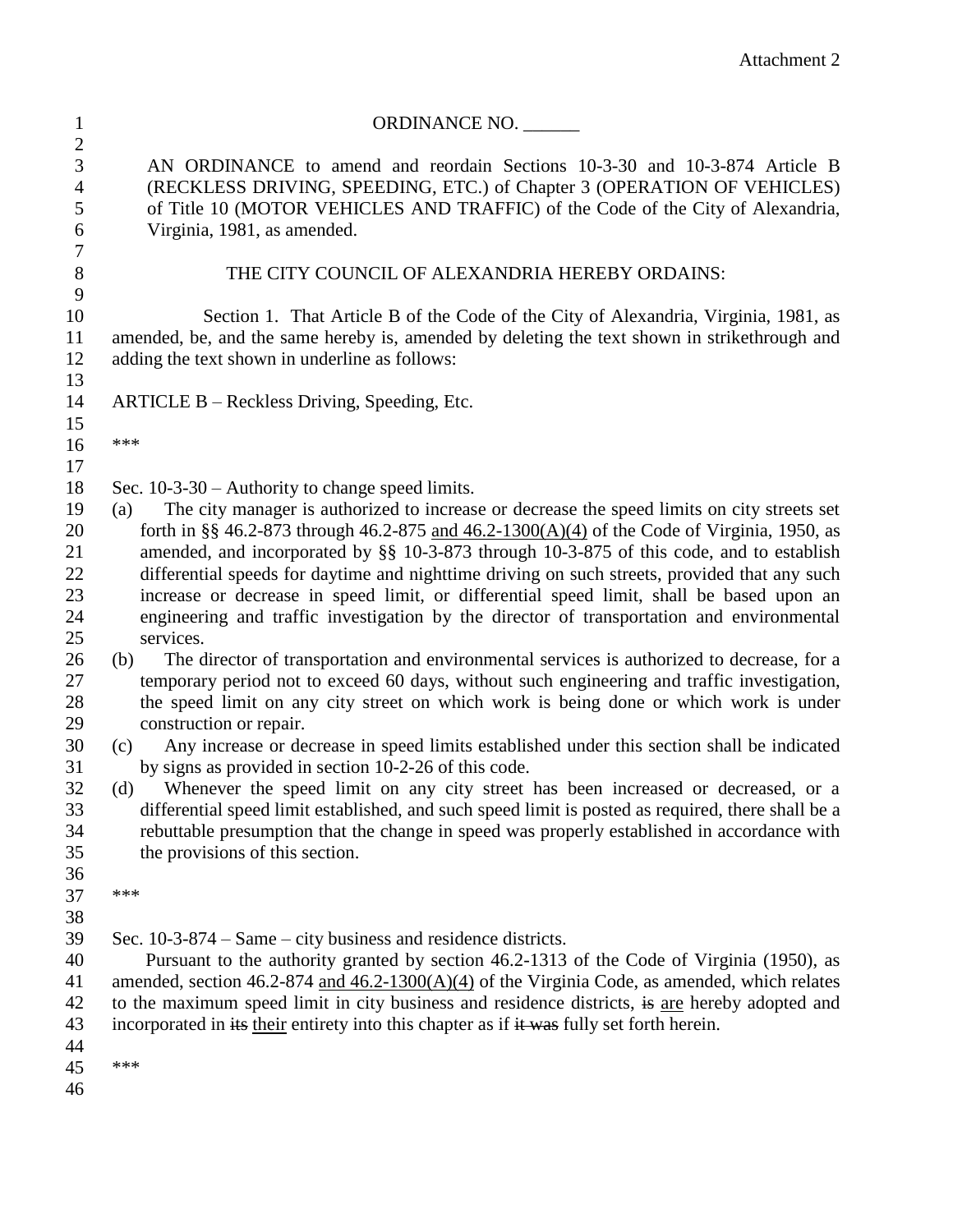Attachment 2

ORDINANCE NO. \_\_\_\_\_\_

AN ORDINANCE to amend and reordain Sections 10-3-30 and 10-3-874 Article B (RECKLESS DRIVING, SPEEDING, ETC.) of Chapter 3 (OPERATION OF VEHICLES) of Title 10 (MOTOR VEHICLES AND TRAFFIC) of the Code of the City of Alexandria, Virginia, 1981, as amended.

THE CITY COUNCIL OF ALEXANDRIA HEREBY ORDAINS:

Section 1. That Article B of the Code of the City of Alexandria, Virginia, 1981, as amended, be, and the same hereby is, amended by deleting the text shown in strikethrough and adding the text shown in underline as follows:

ARTICLE B – Reckless Driving, Speeding, Etc.

\*\*\*

Sec. 10-3-30 – Authority to change speed limits.

(a) The city manager is authorized to increase or decrease the speed limits on city streets set forth in §§ 46.2-873 through 46.2-875 <u>and 46.2-1300(A)(4)</u> of the Code of Virginia, 1950, as amended, and incorporated by §§ 10-3-873 through 10-3-875 of this code, and to establish differential speeds for daytime and nighttime driving on such streets, provided that any such increase or decrease in speed limit, or differential speed limit, shall be based upon an engineering and traffic investigation by the director of transportation and environmental services.

(b) The director of transportation and environmental services is authorized to decrease, for a temporary period not to exceed 60 days, without such engineering and traffic investigation, the speed limit on any city street on which work is being done or which work is under construction or repair.

(c) Any increase or decrease in speed limits established under this section shall be indicated by signs as provided in section 10-2-26 of this code.

(d) Whenever the speed limit on any city street has been increased or decreased, or a differential speed limit established, and such speed limit is posted as required, there shall be a rebuttable presumption that the change in speed was properly established in accordance with the provisions of this section.

\*\*\*

Sec. 10-3-874 – Same – city business and residence districts.

Pursuant to the authority granted by section 46.2-1313 of the Code of Virginia (1950), as amended, section 46.2-874 <u>and 46.2-1300(A)(4)</u> of the Virginia Code, as amended, which relates to the maximum speed limit in city business and residence districts, ~~is~~ <u>are</u> hereby adopted and incorporated in ~~its~~ <u>their</u> entirety into this chapter as if ~~it was~~ fully set forth herein.

\*\*\*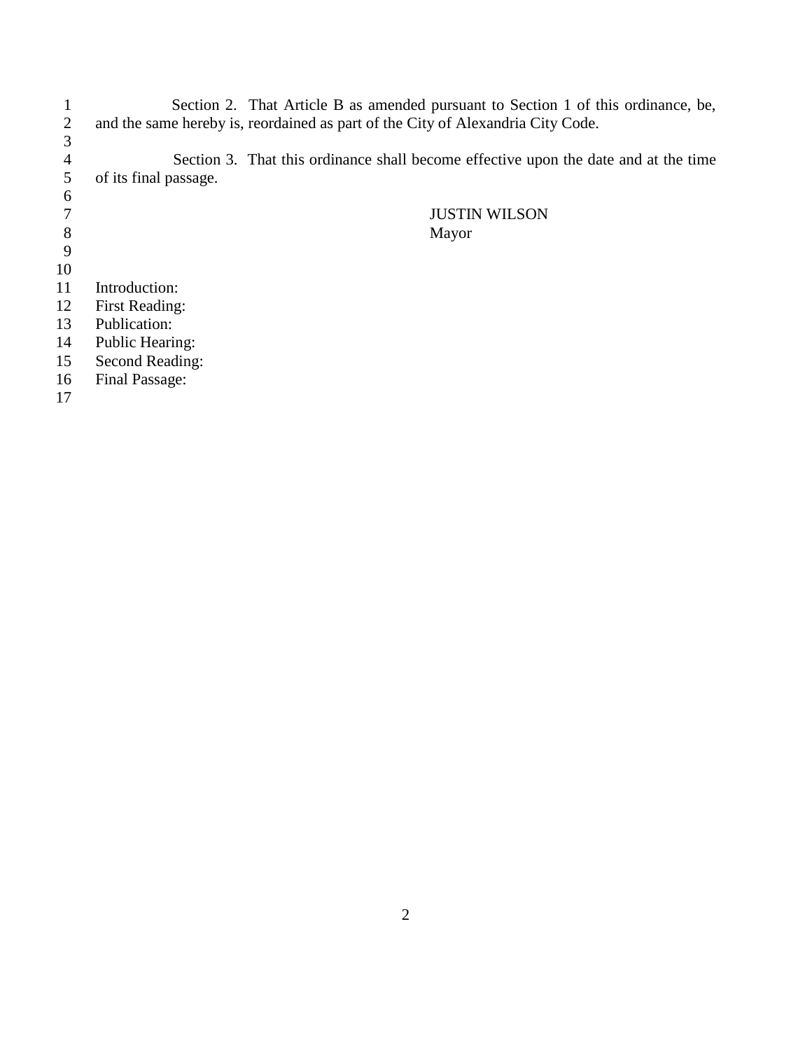Section 2. That Article B as amended pursuant to Section 1 of this ordinance, be, and the same hereby is, reordained as part of the City of Alexandria City Code.

Section 3. That this ordinance shall become effective upon the date and at the time of its final passage.

JUSTIN WILSON
Mayor

Introduction:
First Reading:
Publication:
Public Hearing:
Second Reading:
Final Passage: